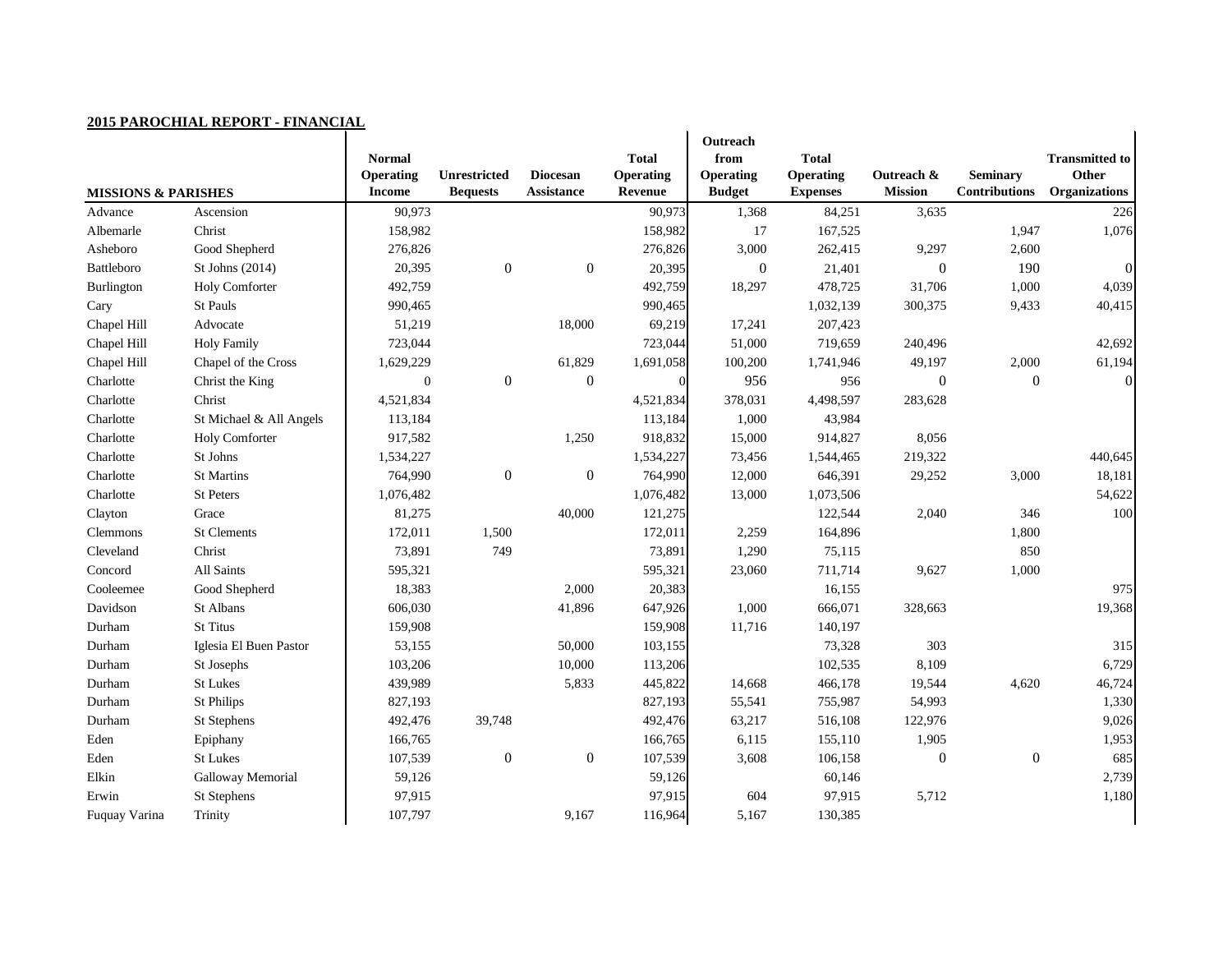## 2015 PAROCHIAL REPORT - FINANCIAL

| MISSIONS & PARISHES | | Normal Operating Income | Unrestricted Bequests | Diocesan Assistance | Total Operating Revenue | Outreach from Operating Budget | Total Operating Expenses | Outreach & Mission | Seminary Contributions | Transmitted to Other Organizations |
|---|---|---|---|---|---|---|---|---|---|---|
| Advance | Ascension | 90,973 | | | 90,973 | 1,368 | 84,251 | 3,635 | | 226 |
| Albemarle | Christ | 158,982 | | | 158,982 | 17 | 167,525 | | 1,947 | 1,076 |
| Asheboro | Good Shepherd | 276,826 | | | 276,826 | 3,000 | 262,415 | 9,297 | 2,600 | |
| Battleboro | St Johns (2014) | 20,395 | 0 | 0 | 20,395 | 0 | 21,401 | 0 | 190 | 0 |
| Burlington | Holy Comforter | 492,759 | | | 492,759 | 18,297 | 478,725 | 31,706 | 1,000 | 4,039 |
| Cary | St Pauls | 990,465 | | | 990,465 | | 1,032,139 | 300,375 | 9,433 | 40,415 |
| Chapel Hill | Advocate | 51,219 | | 18,000 | 69,219 | 17,241 | 207,423 | | | |
| Chapel Hill | Holy Family | 723,044 | | | 723,044 | 51,000 | 719,659 | 240,496 | | 42,692 |
| Chapel Hill | Chapel of the Cross | 1,629,229 | | 61,829 | 1,691,058 | 100,200 | 1,741,946 | 49,197 | 2,000 | 61,194 |
| Charlotte | Christ the King | 0 | 0 | 0 | 0 | 956 | 956 | 0 | 0 | 0 |
| Charlotte | Christ | 4,521,834 | | | 4,521,834 | 378,031 | 4,498,597 | 283,628 | | |
| Charlotte | St Michael & All Angels | 113,184 | | | 113,184 | 1,000 | 43,984 | | | |
| Charlotte | Holy Comforter | 917,582 | | 1,250 | 918,832 | 15,000 | 914,827 | 8,056 | | |
| Charlotte | St Johns | 1,534,227 | | | 1,534,227 | 73,456 | 1,544,465 | 219,322 | | 440,645 |
| Charlotte | St Martins | 764,990 | 0 | 0 | 764,990 | 12,000 | 646,391 | 29,252 | 3,000 | 18,181 |
| Charlotte | St Peters | 1,076,482 | | | 1,076,482 | 13,000 | 1,073,506 | | | 54,622 |
| Clayton | Grace | 81,275 | | 40,000 | 121,275 | | 122,544 | 2,040 | 346 | 100 |
| Clemmons | St Clements | 172,011 | 1,500 | | 172,011 | 2,259 | 164,896 | | 1,800 | |
| Cleveland | Christ | 73,891 | 749 | | 73,891 | 1,290 | 75,115 | | 850 | |
| Concord | All Saints | 595,321 | | | 595,321 | 23,060 | 711,714 | 9,627 | 1,000 | |
| Cooleemee | Good Shepherd | 18,383 | | 2,000 | 20,383 | | 16,155 | | | 975 |
| Davidson | St Albans | 606,030 | | 41,896 | 647,926 | 1,000 | 666,071 | 328,663 | | 19,368 |
| Durham | St Titus | 159,908 | | | 159,908 | 11,716 | 140,197 | | | |
| Durham | Iglesia El Buen Pastor | 53,155 | | 50,000 | 103,155 | | 73,328 | 303 | | 315 |
| Durham | St Josephs | 103,206 | | 10,000 | 113,206 | | 102,535 | 8,109 | | 6,729 |
| Durham | St Lukes | 439,989 | | 5,833 | 445,822 | 14,668 | 466,178 | 19,544 | 4,620 | 46,724 |
| Durham | St Philips | 827,193 | | | 827,193 | 55,541 | 755,987 | 54,993 | | 1,330 |
| Durham | St Stephens | 492,476 | 39,748 | | 492,476 | 63,217 | 516,108 | 122,976 | | 9,026 |
| Eden | Epiphany | 166,765 | | | 166,765 | 6,115 | 155,110 | 1,905 | | 1,953 |
| Eden | St Lukes | 107,539 | 0 | 0 | 107,539 | 3,608 | 106,158 | 0 | 0 | 685 |
| Elkin | Galloway Memorial | 59,126 | | | 59,126 | | 60,146 | | | 2,739 |
| Erwin | St Stephens | 97,915 | | | 97,915 | 604 | 97,915 | 5,712 | | 1,180 |
| Fuquay Varina | Trinity | 107,797 | | 9,167 | 116,964 | 5,167 | 130,385 | | | |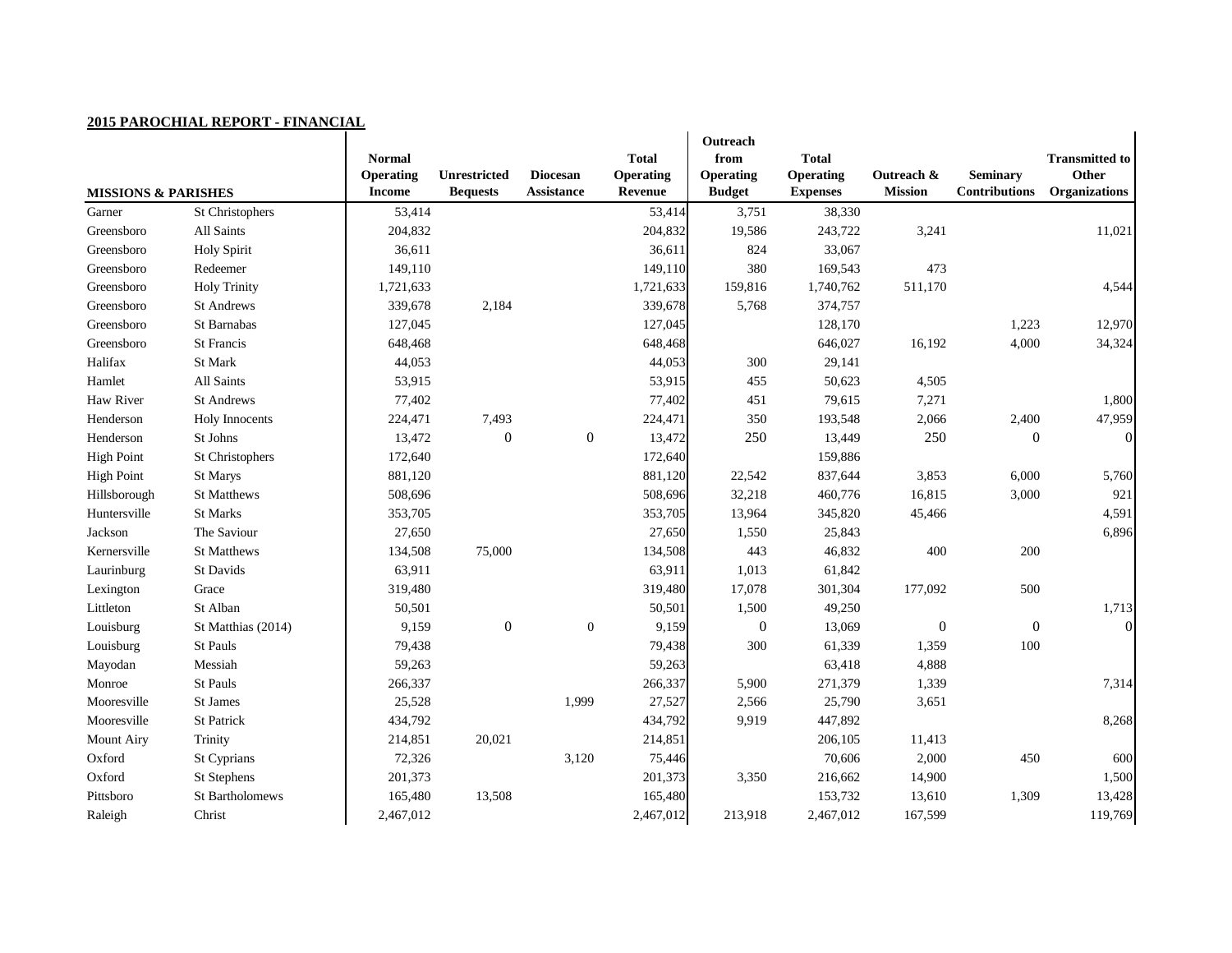## 2015 PAROCHIAL REPORT - FINANCIAL

| MISSIONS & PARISHES | | Normal Operating Income | Unrestricted Bequests | Diocesan Assistance | Total Operating Revenue | Outreach from Operating Budget | Total Operating Expenses | Outreach & Mission | Seminary Contributions | Transmitted to Other Organizations |
|---|---|---|---|---|---|---|---|---|---|---|
| Garner | St Christophers | 53,414 | | | 53,414 | 3,751 | 38,330 | | | |
| Greensboro | All Saints | 204,832 | | | 204,832 | 19,586 | 243,722 | 3,241 | | 11,021 |
| Greensboro | Holy Spirit | 36,611 | | | 36,611 | 824 | 33,067 | | | |
| Greensboro | Redeemer | 149,110 | | | 149,110 | 380 | 169,543 | 473 | | |
| Greensboro | Holy Trinity | 1,721,633 | | | 1,721,633 | 159,816 | 1,740,762 | 511,170 | | 4,544 |
| Greensboro | St Andrews | 339,678 | 2,184 | | 339,678 | 5,768 | 374,757 | | | |
| Greensboro | St Barnabas | 127,045 | | | 127,045 | | 128,170 | | 1,223 | 12,970 |
| Greensboro | St Francis | 648,468 | | | 648,468 | | 646,027 | 16,192 | 4,000 | 34,324 |
| Halifax | St Mark | 44,053 | | | 44,053 | 300 | 29,141 | | | |
| Hamlet | All Saints | 53,915 | | | 53,915 | 455 | 50,623 | 4,505 | | |
| Haw River | St Andrews | 77,402 | | | 77,402 | 451 | 79,615 | 7,271 | | 1,800 |
| Henderson | Holy Innocents | 224,471 | 7,493 | | 224,471 | 350 | 193,548 | 2,066 | 2,400 | 47,959 |
| Henderson | St Johns | 13,472 | 0 | 0 | 13,472 | 250 | 13,449 | 250 | 0 | 0 |
| High Point | St Christophers | 172,640 | | | 172,640 | | 159,886 | | | |
| High Point | St Marys | 881,120 | | | 881,120 | 22,542 | 837,644 | 3,853 | 6,000 | 5,760 |
| Hillsborough | St Matthews | 508,696 | | | 508,696 | 32,218 | 460,776 | 16,815 | 3,000 | 921 |
| Huntersville | St Marks | 353,705 | | | 353,705 | 13,964 | 345,820 | 45,466 | | 4,591 |
| Jackson | The Saviour | 27,650 | | | 27,650 | 1,550 | 25,843 | | | 6,896 |
| Kernersville | St Matthews | 134,508 | 75,000 | | 134,508 | 443 | 46,832 | 400 | 200 | |
| Laurinburg | St Davids | 63,911 | | | 63,911 | 1,013 | 61,842 | | | |
| Lexington | Grace | 319,480 | | | 319,480 | 17,078 | 301,304 | 177,092 | 500 | |
| Littleton | St Alban | 50,501 | | | 50,501 | 1,500 | 49,250 | | | 1,713 |
| Louisburg | St Matthias (2014) | 9,159 | 0 | 0 | 9,159 | 0 | 13,069 | 0 | 0 | 0 |
| Louisburg | St Pauls | 79,438 | | | 79,438 | 300 | 61,339 | 1,359 | 100 | |
| Mayodan | Messiah | 59,263 | | | 59,263 | | 63,418 | 4,888 | | |
| Monroe | St Pauls | 266,337 | | | 266,337 | 5,900 | 271,379 | 1,339 | | 7,314 |
| Mooresville | St James | 25,528 | | 1,999 | 27,527 | 2,566 | 25,790 | 3,651 | | |
| Mooresville | St Patrick | 434,792 | | | 434,792 | 9,919 | 447,892 | | | 8,268 |
| Mount Airy | Trinity | 214,851 | 20,021 | | 214,851 | | 206,105 | 11,413 | | |
| Oxford | St Cyprians | 72,326 | | 3,120 | 75,446 | | 70,606 | 2,000 | 450 | 600 |
| Oxford | St Stephens | 201,373 | | | 201,373 | 3,350 | 216,662 | 14,900 | | 1,500 |
| Pittsboro | St Bartholomews | 165,480 | 13,508 | | 165,480 | | 153,732 | 13,610 | 1,309 | 13,428 |
| Raleigh | Christ | 2,467,012 | | | 2,467,012 | 213,918 | 2,467,012 | 167,599 | | 119,769 |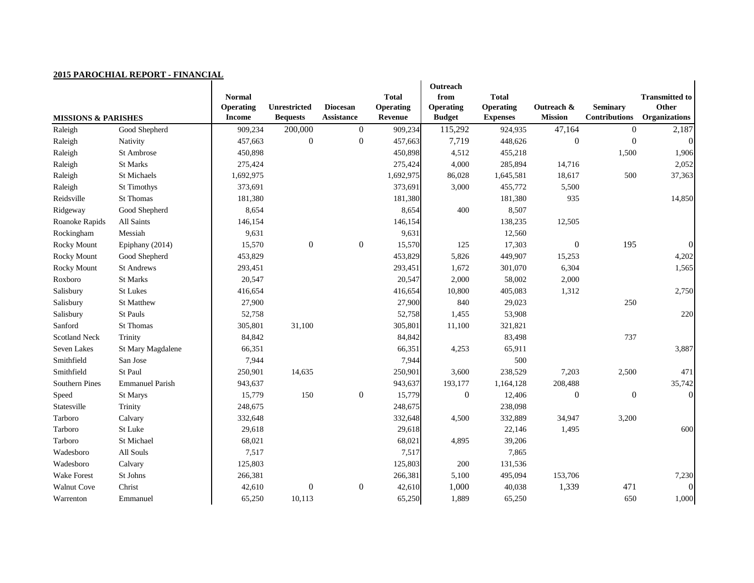**2015 PAROCHIAL REPORT - FINANCIAL**

| MISSIONS & PARISHES | | Normal Operating Income | Unrestricted Bequests | Diocesan Assistance | Total Operating Revenue | Outreach from Operating Budget | Total Operating Expenses | Outreach & Mission | Seminary Contributions | Transmitted to Other Organizations |
|---|---|---|---|---|---|---|---|---|---|---|
| Raleigh | Good Shepherd | 909,234 | 200,000 | 0 | 909,234 | 115,292 | 924,935 | 47,164 | 0 | 2,187 |
| Raleigh | Nativity | 457,663 | 0 | 0 | 457,663 | 7,719 | 448,626 | 0 | 0 | 0 |
| Raleigh | St Ambrose | 450,898 | | | 450,898 | 4,512 | 455,218 | | 1,500 | 1,906 |
| Raleigh | St Marks | 275,424 | | | 275,424 | 4,000 | 285,894 | 14,716 | | 2,052 |
| Raleigh | St Michaels | 1,692,975 | | | 1,692,975 | 86,028 | 1,645,581 | 18,617 | 500 | 37,363 |
| Raleigh | St Timothys | 373,691 | | | 373,691 | 3,000 | 455,772 | 5,500 | | |
| Reidsville | St Thomas | 181,380 | | | 181,380 | | 181,380 | 935 | | 14,850 |
| Ridgeway | Good Shepherd | 8,654 | | | 8,654 | 400 | 8,507 | | | |
| Roanoke Rapids | All Saints | 146,154 | | | 146,154 | | 138,235 | 12,505 | | |
| Rockingham | Messiah | 9,631 | | | 9,631 | | 12,560 | | | |
| Rocky Mount | Epiphany (2014) | 15,570 | 0 | 0 | 15,570 | 125 | 17,303 | 0 | 195 | 0 |
| Rocky Mount | Good Shepherd | 453,829 | | | 453,829 | 5,826 | 449,907 | 15,253 | | 4,202 |
| Rocky Mount | St Andrews | 293,451 | | | 293,451 | 1,672 | 301,070 | 6,304 | | 1,565 |
| Roxboro | St Marks | 20,547 | | | 20,547 | 2,000 | 58,002 | 2,000 | | |
| Salisbury | St Lukes | 416,654 | | | 416,654 | 10,800 | 405,083 | 1,312 | | 2,750 |
| Salisbury | St Matthew | 27,900 | | | 27,900 | 840 | 29,023 | | 250 | |
| Salisbury | St Pauls | 52,758 | | | 52,758 | 1,455 | 53,908 | | | 220 |
| Sanford | St Thomas | 305,801 | 31,100 | | 305,801 | 11,100 | 321,821 | | | |
| Scotland Neck | Trinity | 84,842 | | | 84,842 | | 83,498 | | 737 | |
| Seven Lakes | St Mary Magdalene | 66,351 | | | 66,351 | 4,253 | 65,911 | | | 3,887 |
| Smithfield | San Jose | 7,944 | | | 7,944 | | 500 | | | |
| Smithfield | St Paul | 250,901 | 14,635 | | 250,901 | 3,600 | 238,529 | 7,203 | 2,500 | 471 |
| Southern Pines | Emmanuel Parish | 943,637 | | | 943,637 | 193,177 | 1,164,128 | 208,488 | | 35,742 |
| Speed | St Marys | 15,779 | 150 | 0 | 15,779 | 0 | 12,406 | 0 | 0 | 0 |
| Statesville | Trinity | 248,675 | | | 248,675 | | 238,098 | | | |
| Tarboro | Calvary | 332,648 | | | 332,648 | 4,500 | 332,889 | 34,947 | 3,200 | |
| Tarboro | St Luke | 29,618 | | | 29,618 | | 22,146 | 1,495 | | 600 |
| Tarboro | St Michael | 68,021 | | | 68,021 | 4,895 | 39,206 | | | |
| Wadesboro | All Souls | 7,517 | | | 7,517 | | 7,865 | | | |
| Wadesboro | Calvary | 125,803 | | | 125,803 | 200 | 131,536 | | | |
| Wake Forest | St Johns | 266,381 | | | 266,381 | 5,100 | 495,094 | 153,706 | | 7,230 |
| Walnut Cove | Christ | 42,610 | 0 | 0 | 42,610 | 1,000 | 40,038 | 1,339 | 471 | 0 |
| Warrenton | Emmanuel | 65,250 | 10,113 | | 65,250 | 1,889 | 65,250 | | 650 | 1,000 |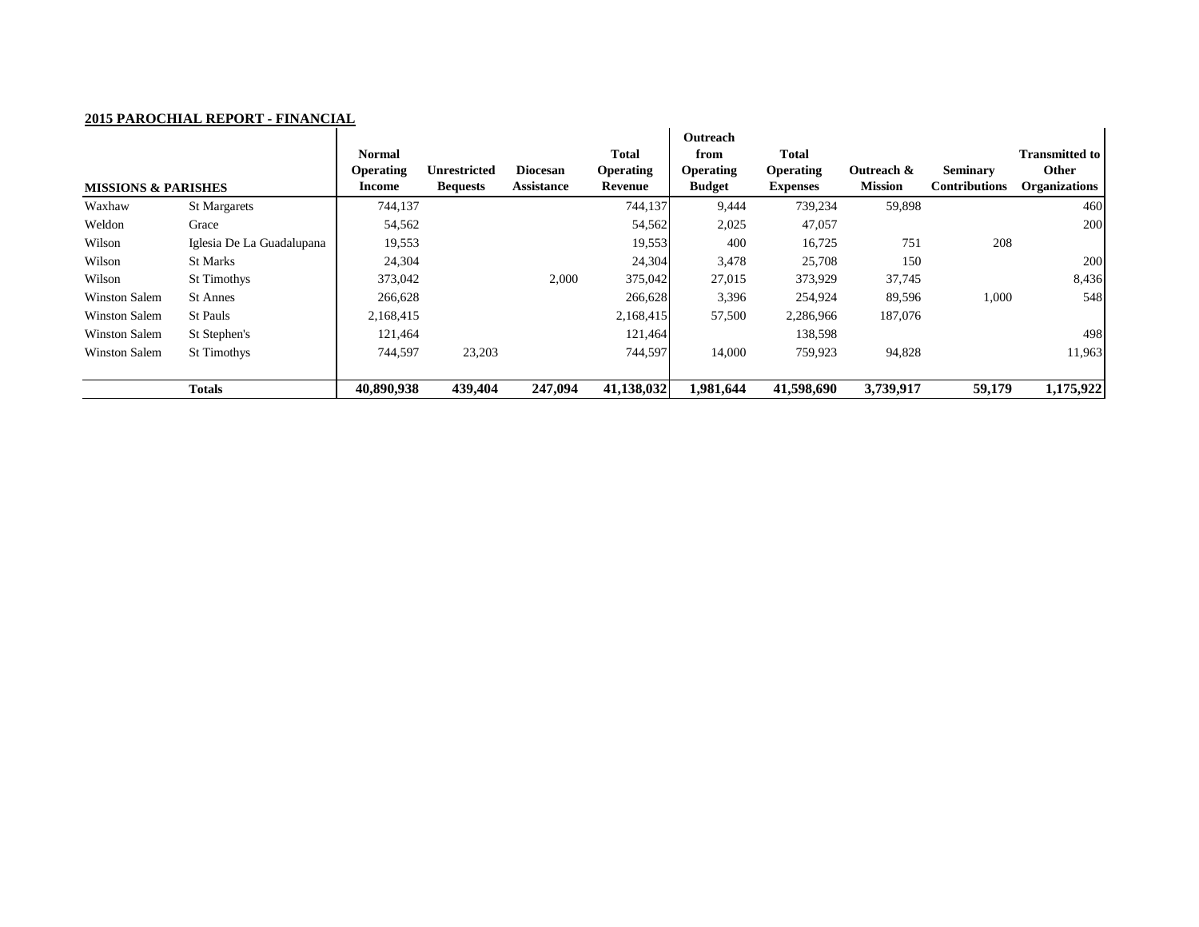**2015 PAROCHIAL REPORT - FINANCIAL**

| MISSIONS & PARISHES | | Normal Operating Income | Unrestricted Bequests | Diocesan Assistance | Total Operating Revenue | Outreach from Operating Budget | Total Operating Expenses | Outreach & Mission | Seminary Contributions | Transmitted to Other Organizations |
|---|---|---|---|---|---|---|---|---|---|---|
| Waxhaw | St Margarets | 744,137 | | | 744,137 | 9,444 | 739,234 | 59,898 | | 460 |
| Weldon | Grace | 54,562 | | | 54,562 | 2,025 | 47,057 | | | 200 |
| Wilson | Iglesia De La Guadalupana | 19,553 | | | 19,553 | 400 | 16,725 | 751 | 208 | |
| Wilson | St Marks | 24,304 | | | 24,304 | 3,478 | 25,708 | 150 | | 200 |
| Wilson | St Timothys | 373,042 | | 2,000 | 375,042 | 27,015 | 373,929 | 37,745 | | 8,436 |
| Winston Salem | St Annes | 266,628 | | | 266,628 | 3,396 | 254,924 | 89,596 | 1,000 | 548 |
| Winston Salem | St Pauls | 2,168,415 | | | 2,168,415 | 57,500 | 2,286,966 | 187,076 | | |
| Winston Salem | St Stephen's | 121,464 | | | 121,464 | | 138,598 | | | 498 |
| Winston Salem | St Timothys | 744,597 | 23,203 | | 744,597 | 14,000 | 759,923 | 94,828 | | 11,963 |
| | **Totals** | **40,890,938** | **439,404** | **247,094** | **41,138,032** | **1,981,644** | **41,598,690** | **3,739,917** | **59,179** | **1,175,922** |